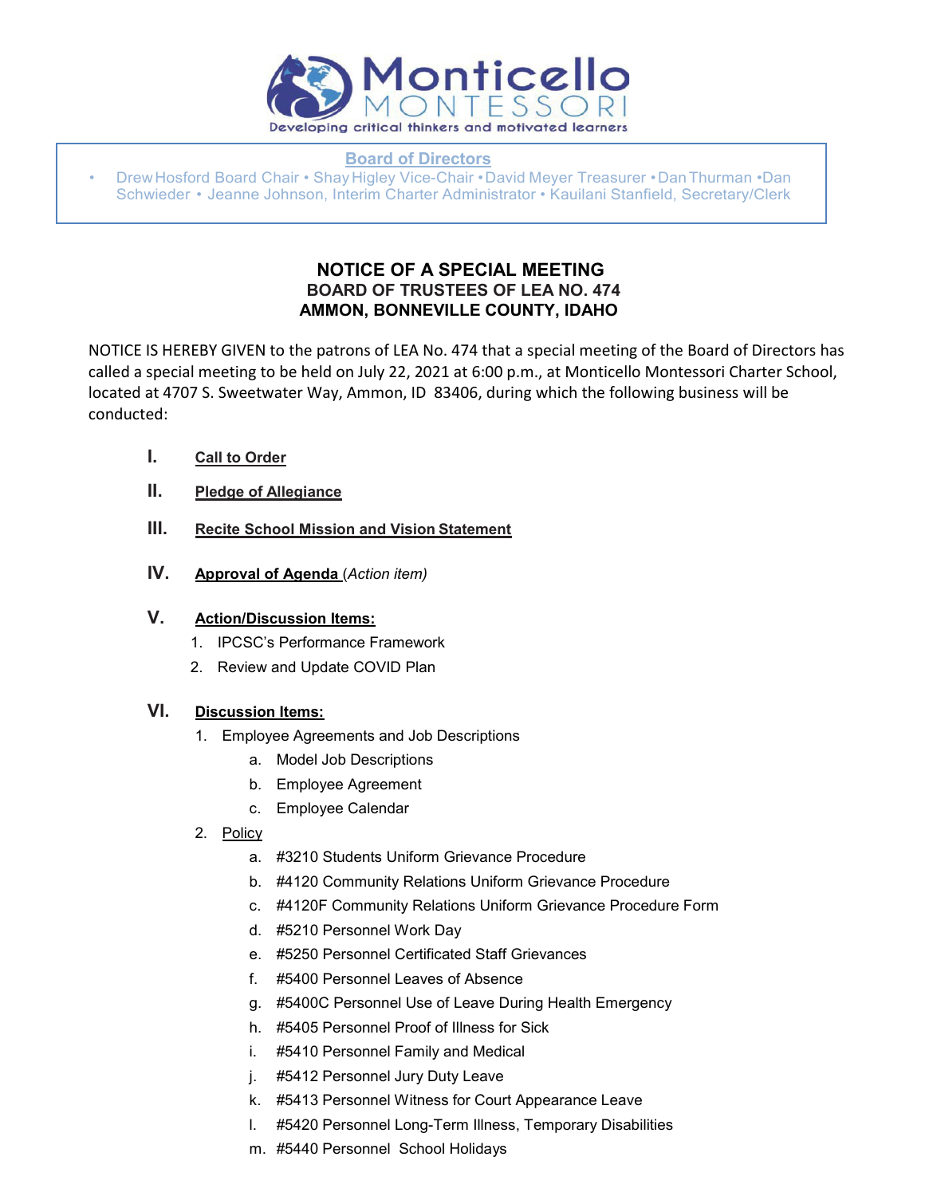Developing critical thinkers and motivated learners

**Board of Directors**

- Drew Hosford Board Chair • Shay Higley Vice-Chair • David Meyer Treasurer • Dan Thurman • Dan Schwieder • Jeanne Johnson, Interim Charter Administrator • Kauilani Stanfield, Secretary/Clerk

# NOTICE OF A SPECIAL MEETING
## BOARD OF TRUSTEES OF LEA NO. 474
## AMMON, BONNEVILLE COUNTY, IDAHO

NOTICE IS HEREBY GIVEN to the patrons of LEA No. 474 that a special meeting of the Board of Directors has called a special meeting to be held on July 22, 2021 at 6:00 p.m., at Monticello Montessori Charter School, located at 4707 S. Sweetwater Way, Ammon, ID 83406, during which the following business will be conducted:

I. **Call to Order**

II. **Pledge of Allegiance**

III. **Recite School Mission and Vision Statement**

IV. **Approval of Agenda** (*Action item)*

V. **Action/Discussion Items:**
   1. IPCSC's Performance Framework
   2. Review and Update COVID Plan

VI. **Discussion Items:**
   1. Employee Agreements and Job Descriptions
      a. Model Job Descriptions
      b. Employee Agreement
      c. Employee Calendar
   2. Policy
      a. #3210 Students Uniform Grievance Procedure
      b. #4120 Community Relations Uniform Grievance Procedure
      c. #4120F Community Relations Uniform Grievance Procedure Form
      d. #5210 Personnel Work Day
      e. #5250 Personnel Certificated Staff Grievances
      f. #5400 Personnel Leaves of Absence
      g. #5400C Personnel Use of Leave During Health Emergency
      h. #5405 Personnel Proof of Illness for Sick
      i. #5410 Personnel Family and Medical
      j. #5412 Personnel Jury Duty Leave
      k. #5413 Personnel Witness for Court Appearance Leave
      l. #5420 Personnel Long-Term Illness, Temporary Disabilities
      m. #5440 Personnel School Holidays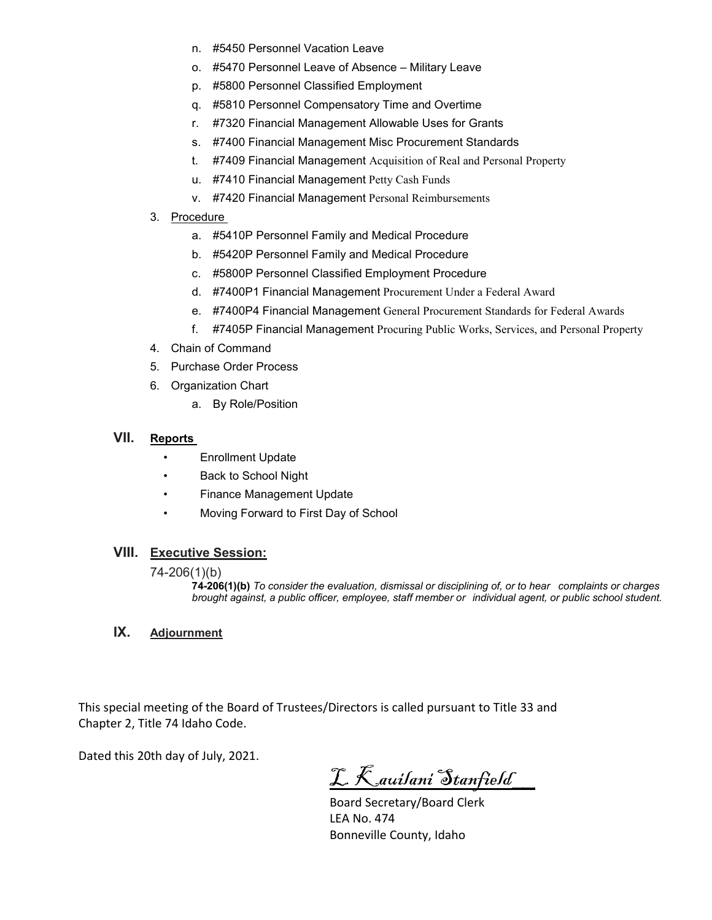n. #5450 Personnel Vacation Leave
o. #5470 Personnel Leave of Absence – Military Leave
p. #5800 Personnel Classified Employment
q. #5810 Personnel Compensatory Time and Overtime
r. #7320 Financial Management Allowable Uses for Grants
s. #7400 Financial Management Misc Procurement Standards
t. #7409 Financial Management Acquisition of Real and Personal Property
u. #7410 Financial Management Petty Cash Funds
v. #7420 Financial Management Personal Reimbursements

3. Procedure
    a. #5410P Personnel Family and Medical Procedure
    b. #5420P Personnel Family and Medical Procedure
    c. #5800P Personnel Classified Employment Procedure
    d. #7400P1 Financial Management Procurement Under a Federal Award
    e. #7400P4 Financial Management General Procurement Standards for Federal Awards
    f. #7405P Financial Management Procuring Public Works, Services, and Personal Property
4. Chain of Command
5. Purchase Order Process
6. Organization Chart
    a. By Role/Position

## VII. Reports

- Enrollment Update
- Back to School Night
- Finance Management Update
- Moving Forward to First Day of School

## VIII. Executive Session:

74-206(1)(b)

**74-206(1)(b)** *To consider the evaluation, dismissal or disciplining of, or to hear complaints or charges brought against, a public officer, employee, staff member or individual agent, or public school student.*

## IX. Adjournment

This special meeting of the Board of Trustees/Directors is called pursuant to Title 33 and Chapter 2, Title 74 Idaho Code.

Dated this 20th day of July, 2021.

L. Kauilani Stanfield

Board Secretary/Board Clerk
LEA No. 474
Bonneville County, Idaho